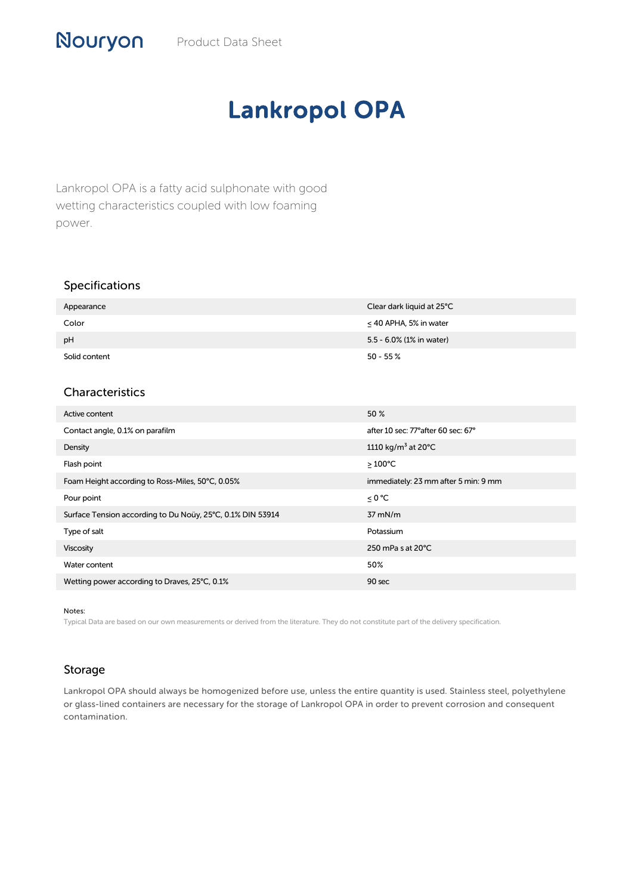Nouryon Product Data Sheet

# Lankropol OPA

Lankropol OPA is a fatty acid sulphonate with good wetting characteristics coupled with low foaming power.

## Specifications

| | |
|---|---|
| Appearance | Clear dark liquid at 25°C |
| Color | ≤ 40 APHA, 5% in water |
| pH | 5.5 - 6.0% (1% in water) |
| Solid content | 50 - 55 % |

## Characteristics

| | |
|---|---|
| Active content | 50 % |
| Contact angle, 0.1% on parafilm | after 10 sec: 77°after 60 sec: 67° |
| Density | 1110 $kg/m^3$ at 20°C |
| Flash point | ≥ 100°C |
| Foam Height according to Ross-Miles, 50°C, 0.05% | immediately: 23 mm after 5 min: 9 mm |
| Pour point | ≤ 0 °C |
| Surface Tension according to Du Noüy, 25°C, 0.1% DIN 53914 | 37 mN/m |
| Type of salt | Potassium |
| Viscosity | 250 mPa s at 20°C |
| Water content | 50% |
| Wetting power according to Draves, 25°C, 0.1% | 90 sec |

Notes:

Typical Data are based on our own measurements or derived from the literature. They do not constitute part of the delivery specification.

## Storage

Lankropol OPA should always be homogenized before use, unless the entire quantity is used. Stainless steel, polyethylene or glass-lined containers are necessary for the storage of Lankropol OPA in order to prevent corrosion and consequent contamination.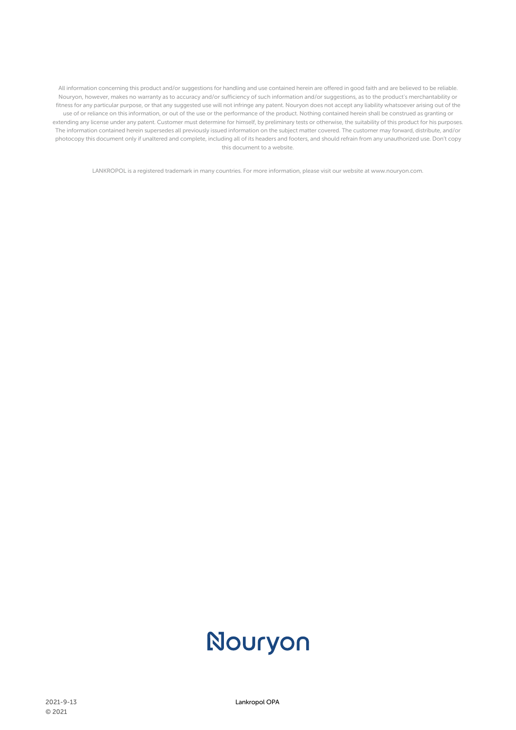All information concerning this product and/or suggestions for handling and use contained herein are offered in good faith and are believed to be reliable. Nouryon, however, makes no warranty as to accuracy and/or sufficiency of such information and/or suggestions, as to the product's merchantability or fitness for any particular purpose, or that any suggested use will not infringe any patent. Nouryon does not accept any liability whatsoever arising out of the use of or reliance on this information, or out of the use or the performance of the product. Nothing contained herein shall be construed as granting or extending any license under any patent. Customer must determine for himself, by preliminary tests or otherwise, the suitability of this product for his purposes. The information contained herein supersedes all previously issued information on the subject matter covered. The customer may forward, distribute, and/or photocopy this document only if unaltered and complete, including all of its headers and footers, and should refrain from any unauthorized use. Don't copy this document to a website.

LANKROPOL is a registered trademark in many countries. For more information, please visit our website at www.nouryon.com.

Nouryon

2021-9-13
© 2021